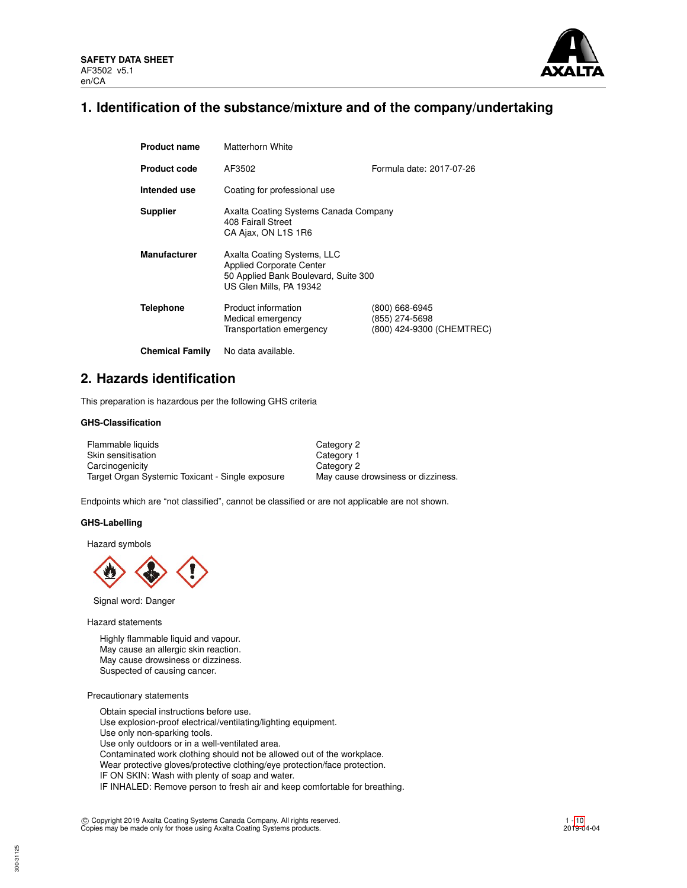**SAFETY DATA SHEET**
AF3502 v5.1
en/CA

# 1. Identification of the substance/mixture and of the company/undertaking

| | | |
|---|---|---|
| **Product name** | Matterhorn White | |
| **Product code** | AF3502 | Formula date: 2017-07-26 |
| **Intended use** | Coating for professional use | |
| **Supplier** | Axalta Coating Systems Canada Company<br>408 Fairall Street<br>CA Ajax, ON L1S 1R6 | |
| **Manufacturer** | Axalta Coating Systems, LLC<br>Applied Corporate Center<br>50 Applied Bank Boulevard, Suite 300<br>US Glen Mills, PA 19342 | |
| **Telephone** | Product information<br>Medical emergency<br>Transportation emergency | (800) 668-6945<br>(855) 274-5698<br>(800) 424-9300 (CHEMTREC) |
| **Chemical Family** | No data available. | |

# 2. Hazards identification

This preparation is hazardous per the following GHS criteria

### GHS-Classification

| | |
|---|---|
| Flammable liquids | Category 2 |
| Skin sensitisation | Category 1 |
| Carcinogenicity | Category 2 |
| Target Organ Systemic Toxicant - Single exposure | May cause drowsiness or dizziness. |

Endpoints which are "not classified", cannot be classified or are not applicable are not shown.

### GHS-Labelling

Hazard symbols

Signal word: Danger

Hazard statements

Highly flammable liquid and vapour.
May cause an allergic skin reaction.
May cause drowsiness or dizziness.
Suspected of causing cancer.

Precautionary statements

Obtain special instructions before use.
Use explosion-proof electrical/ventilating/lighting equipment.
Use only non-sparking tools.
Use only outdoors or in a well-ventilated area.
Contaminated work clothing should not be allowed out of the workplace.
Wear protective gloves/protective clothing/eye protection/face protection.
IF ON SKIN: Wash with plenty of soap and water.
IF INHALED: Remove person to fresh air and keep comfortable for breathing.

© Copyright 2019 Axalta Coating Systems Canada Company. All rights reserved.
Copies may be made only for those using Axalta Coating Systems products.

2019-04-04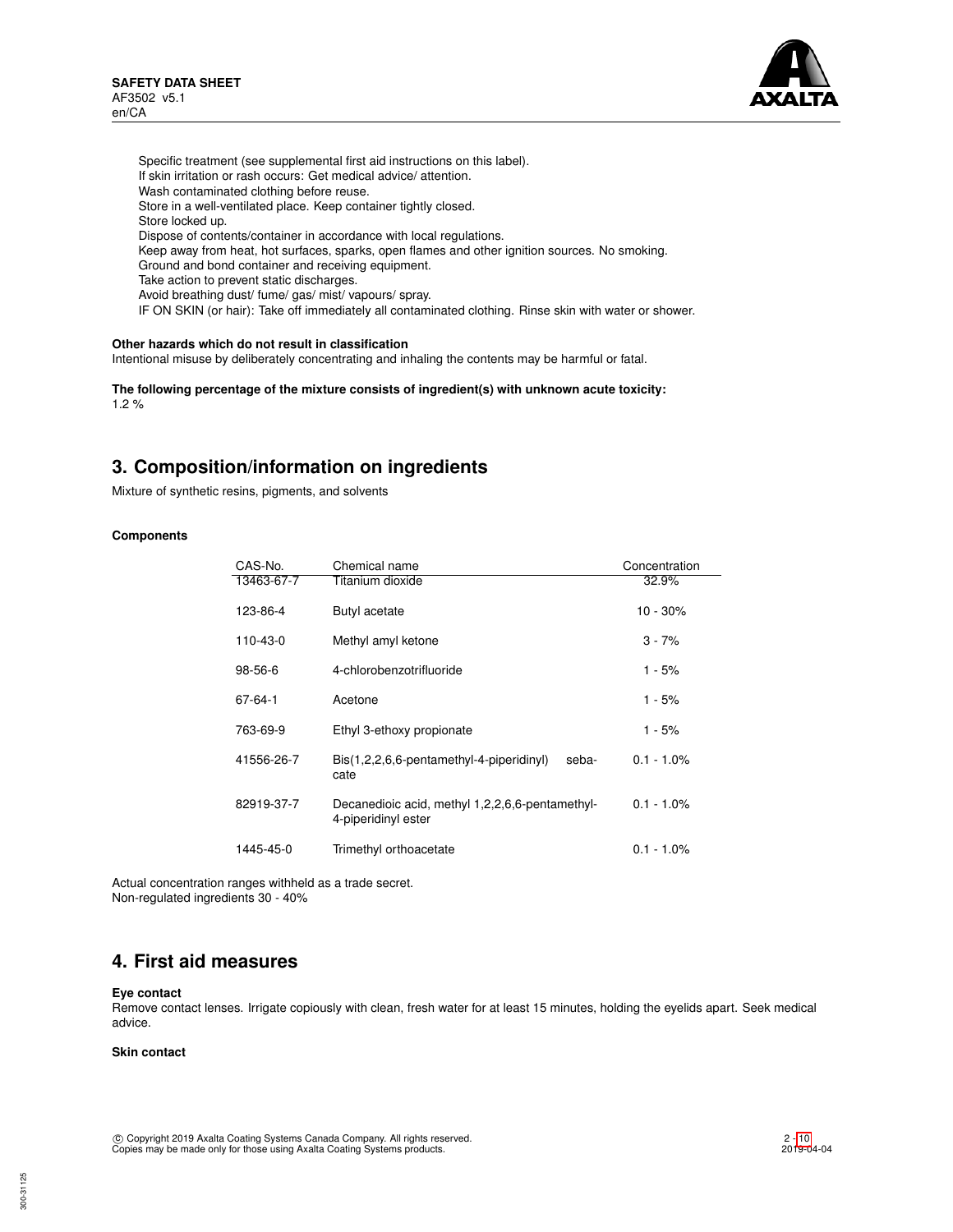Specific treatment (see supplemental first aid instructions on this label).
If skin irritation or rash occurs: Get medical advice/ attention.
Wash contaminated clothing before reuse.
Store in a well-ventilated place. Keep container tightly closed.
Store locked up.
Dispose of contents/container in accordance with local regulations.
Keep away from heat, hot surfaces, sparks, open flames and other ignition sources. No smoking.
Ground and bond container and receiving equipment.
Take action to prevent static discharges.
Avoid breathing dust/ fume/ gas/ mist/ vapours/ spray.
IF ON SKIN (or hair): Take off immediately all contaminated clothing. Rinse skin with water or shower.

**Other hazards which do not result in classification**
Intentional misuse by deliberately concentrating and inhaling the contents may be harmful or fatal.

**The following percentage of the mixture consists of ingredient(s) with unknown acute toxicity:**
1.2 %

## 3. Composition/information on ingredients

Mixture of synthetic resins, pigments, and solvents

**Components**

| CAS-No. | Chemical name | Concentration |
|---|---|---|
| 13463-67-7 | Titanium dioxide | 32.9% |
| 123-86-4 | Butyl acetate | 10 - 30% |
| 110-43-0 | Methyl amyl ketone | 3 - 7% |
| 98-56-6 | 4-chlorobenzotrifluoride | 1 - 5% |
| 67-64-1 | Acetone | 1 - 5% |
| 763-69-9 | Ethyl 3-ethoxy propionate | 1 - 5% |
| 41556-26-7 | Bis(1,2,2,6,6-pentamethyl-4-piperidinyl) sebacate | 0.1 - 1.0% |
| 82919-37-7 | Decanedioic acid, methyl 1,2,2,6,6-pentamethyl-4-piperidinyl ester | 0.1 - 1.0% |
| 1445-45-0 | Trimethyl orthoacetate | 0.1 - 1.0% |

Actual concentration ranges withheld as a trade secret.
Non-regulated ingredients 30 - 40%

## 4. First aid measures

**Eye contact**
Remove contact lenses. Irrigate copiously with clean, fresh water for at least 15 minutes, holding the eyelids apart. Seek medical advice.

**Skin contact**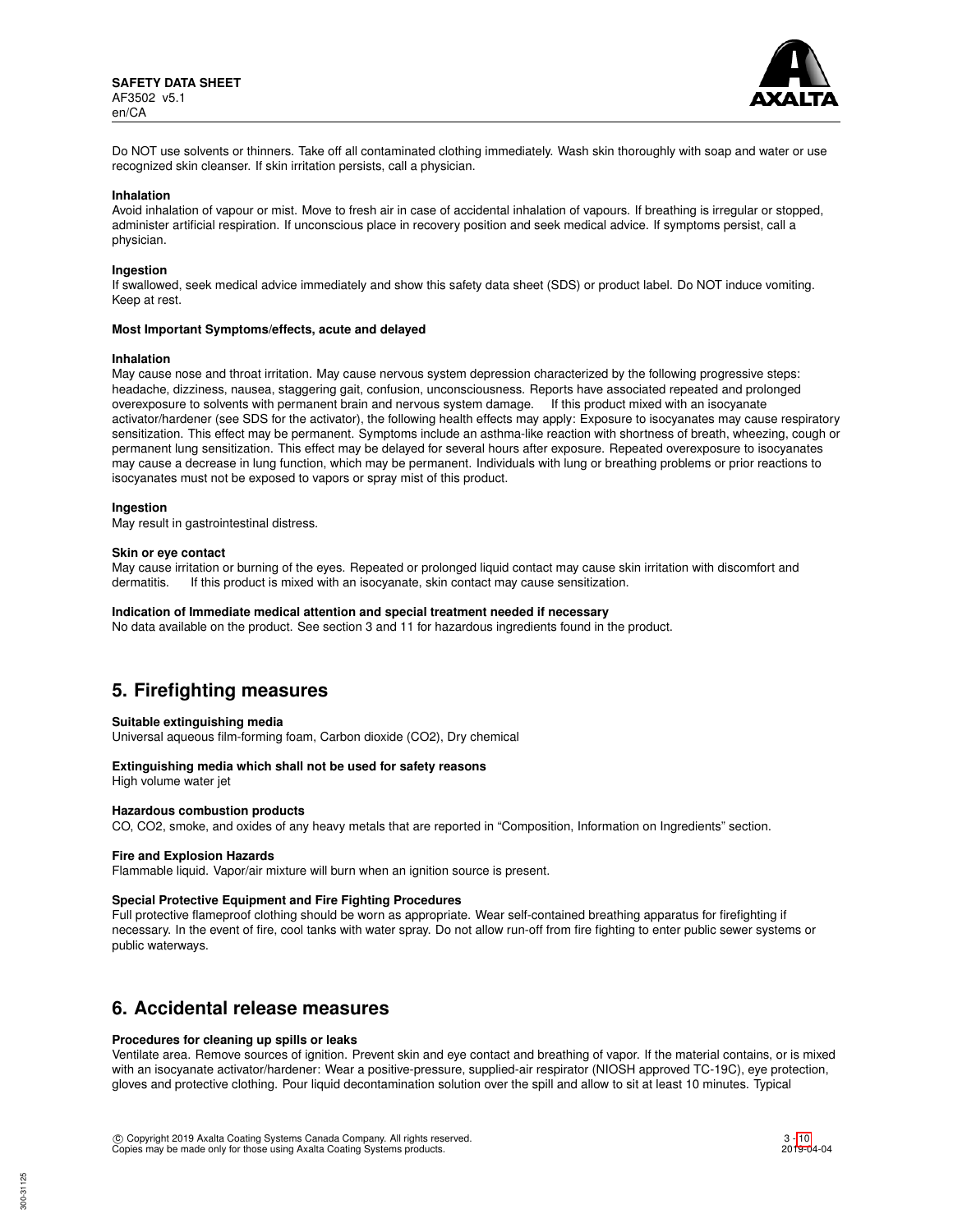Do NOT use solvents or thinners. Take off all contaminated clothing immediately. Wash skin thoroughly with soap and water or use recognized skin cleanser. If skin irritation persists, call a physician.

**Inhalation**

Avoid inhalation of vapour or mist. Move to fresh air in case of accidental inhalation of vapours. If breathing is irregular or stopped, administer artificial respiration. If unconscious place in recovery position and seek medical advice. If symptoms persist, call a physician.

**Ingestion**

If swallowed, seek medical advice immediately and show this safety data sheet (SDS) or product label. Do NOT induce vomiting. Keep at rest.

**Most Important Symptoms/effects, acute and delayed**

**Inhalation**

May cause nose and throat irritation. May cause nervous system depression characterized by the following progressive steps: headache, dizziness, nausea, staggering gait, confusion, unconsciousness. Reports have associated repeated and prolonged overexposure to solvents with permanent brain and nervous system damage. If this product mixed with an isocyanate activator/hardener (see SDS for the activator), the following health effects may apply: Exposure to isocyanates may cause respiratory sensitization. This effect may be permanent. Symptoms include an asthma-like reaction with shortness of breath, wheezing, cough or permanent lung sensitization. This effect may be delayed for several hours after exposure. Repeated overexposure to isocyanates may cause a decrease in lung function, which may be permanent. Individuals with lung or breathing problems or prior reactions to isocyanates must not be exposed to vapors or spray mist of this product.

**Ingestion**

May result in gastrointestinal distress.

**Skin or eye contact**

May cause irritation or burning of the eyes. Repeated or prolonged liquid contact may cause skin irritation with discomfort and dermatitis. If this product is mixed with an isocyanate, skin contact may cause sensitization.

**Indication of Immediate medical attention and special treatment needed if necessary**

No data available on the product. See section 3 and 11 for hazardous ingredients found in the product.

## 5. Firefighting measures

**Suitable extinguishing media**

Universal aqueous film-forming foam, Carbon dioxide ($CO_2$), Dry chemical

**Extinguishing media which shall not be used for safety reasons**

High volume water jet

**Hazardous combustion products**

CO, $CO_2$, smoke, and oxides of any heavy metals that are reported in “Composition, Information on Ingredients” section.

**Fire and Explosion Hazards**

Flammable liquid. Vapor/air mixture will burn when an ignition source is present.

**Special Protective Equipment and Fire Fighting Procedures**

Full protective flameproof clothing should be worn as appropriate. Wear self-contained breathing apparatus for firefighting if necessary. In the event of fire, cool tanks with water spray. Do not allow run-off from fire fighting to enter public sewer systems or public waterways.

## 6. Accidental release measures

**Procedures for cleaning up spills or leaks**

Ventilate area. Remove sources of ignition. Prevent skin and eye contact and breathing of vapor. If the material contains, or is mixed with an isocyanate activator/hardener: Wear a positive-pressure, supplied-air respirator (NIOSH approved TC-19C), eye protection, gloves and protective clothing. Pour liquid decontamination solution over the spill and allow to sit at least 10 minutes. Typical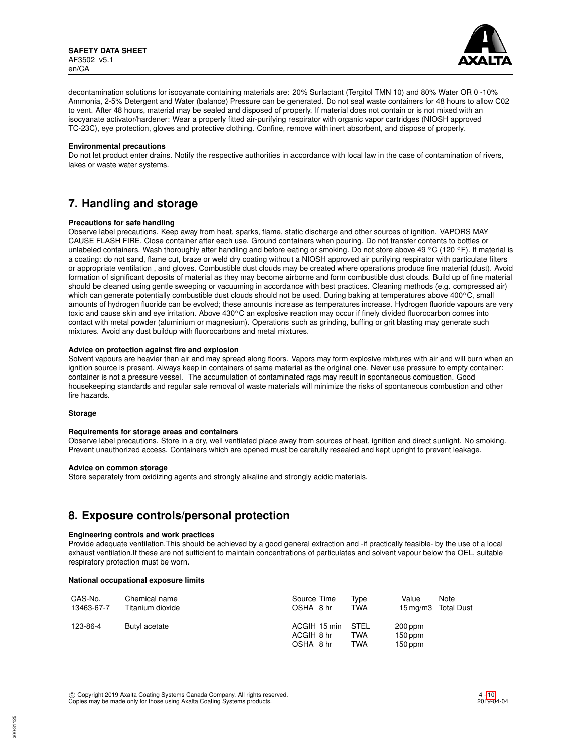decontamination solutions for isocyanate containing materials are: 20% Surfactant (Tergitol TMN 10) and 80% Water OR 0 -10% Ammonia, 2-5% Detergent and Water (balance) Pressure can be generated. Do not seal waste containers for 48 hours to allow C02 to vent. After 48 hours, material may be sealed and disposed of properly. If material does not contain or is not mixed with an isocyanate activator/hardener: Wear a properly fitted air-purifying respirator with organic vapor cartridges (NIOSH approved TC-23C), eye protection, gloves and protective clothing. Confine, remove with inert absorbent, and dispose of properly.

**Environmental precautions**

Do not let product enter drains. Notify the respective authorities in accordance with local law in the case of contamination of rivers, lakes or waste water systems.

# 7. Handling and storage

**Precautions for safe handling**

Observe label precautions. Keep away from heat, sparks, flame, static discharge and other sources of ignition. VAPORS MAY CAUSE FLASH FIRE. Close container after each use. Ground containers when pouring. Do not transfer contents to bottles or unlabeled containers. Wash thoroughly after handling and before eating or smoking. Do not store above 49 °C (120 °F). If material is a coating: do not sand, flame cut, braze or weld dry coating without a NIOSH approved air purifying respirator with particulate filters or appropriate ventilation , and gloves. Combustible dust clouds may be created where operations produce fine material (dust). Avoid formation of significant deposits of material as they may become airborne and form combustible dust clouds. Build up of fine material should be cleaned using gentle sweeping or vacuuming in accordance with best practices. Cleaning methods (e.g. compressed air) which can generate potentially combustible dust clouds should not be used. During baking at temperatures above 400°C, small amounts of hydrogen fluoride can be evolved; these amounts increase as temperatures increase. Hydrogen fluoride vapours are very toxic and cause skin and eye irritation. Above 430°C an explosive reaction may occur if finely divided fluorocarbon comes into contact with metal powder (aluminium or magnesium). Operations such as grinding, buffing or grit blasting may generate such mixtures. Avoid any dust buildup with fluorocarbons and metal mixtures.

**Advice on protection against fire and explosion**

Solvent vapours are heavier than air and may spread along floors. Vapors may form explosive mixtures with air and will burn when an ignition source is present. Always keep in containers of same material as the original one. Never use pressure to empty container: container is not a pressure vessel. The accumulation of contaminated rags may result in spontaneous combustion. Good housekeeping standards and regular safe removal of waste materials will minimize the risks of spontaneous combustion and other fire hazards.

**Storage**

**Requirements for storage areas and containers**

Observe label precautions. Store in a dry, well ventilated place away from sources of heat, ignition and direct sunlight. No smoking. Prevent unauthorized access. Containers which are opened must be carefully resealed and kept upright to prevent leakage.

**Advice on common storage**

Store separately from oxidizing agents and strongly alkaline and strongly acidic materials.

# 8. Exposure controls/personal protection

**Engineering controls and work practices**

Provide adequate ventilation.This should be achieved by a good general extraction and -if practically feasible- by the use of a local exhaust ventilation.If these are not sufficient to maintain concentrations of particulates and solvent vapour below the OEL, suitable respiratory protection must be worn.

**National occupational exposure limits**

| CAS-No. | Chemical name | Source Time | Type | Value | Note |
|---|---|---|---|---|---|
| 13463-67-7 | Titanium dioxide | OSHA 8 hr | TWA | 15 mg/m3 | Total Dust |
| 123-86-4 | Butyl acetate | ACGIH 15 min | STEL | 200 ppm | |
| | | ACGIH 8 hr | TWA | 150 ppm | |
| | | OSHA 8 hr | TWA | 150 ppm | |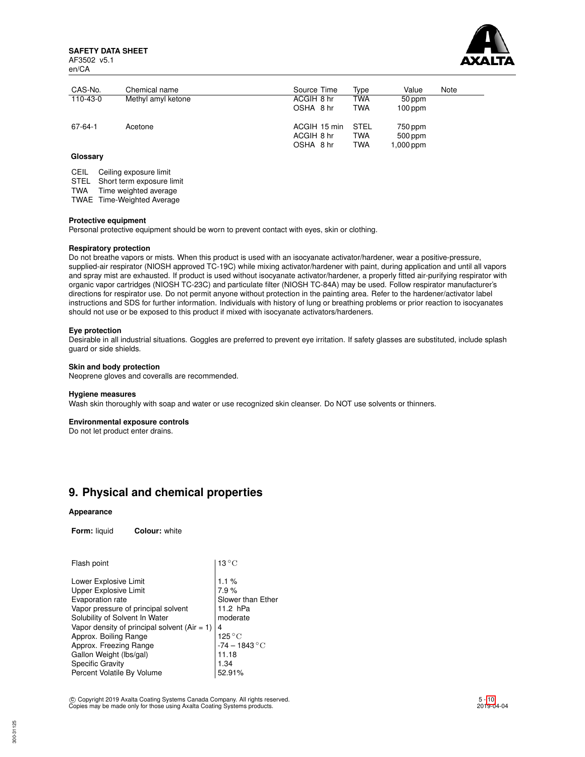| CAS-No. | Chemical name | Source Time | Type | Value | Note |
| --- | --- | --- | --- | --- | --- |
| 110-43-0 | Methyl amyl ketone | ACGIH 8 hr | TWA | 50 ppm | |
| | | OSHA 8 hr | TWA | 100 ppm | |
| 67-64-1 | Acetone | ACGIH 15 min | STEL | 750 ppm | |
| | | ACGIH 8 hr | TWA | 500 ppm | |
| | | OSHA 8 hr | TWA | 1,000 ppm | |

**Glossary**

| | |
| --- | --- |
| CEIL | Ceiling exposure limit |
| STEL | Short term exposure limit |
| TWA | Time weighted average |
| TWAE | Time-Weighted Average |

**Protective equipment**

Personal protective equipment should be worn to prevent contact with eyes, skin or clothing.

**Respiratory protection**

Do not breathe vapors or mists. When this product is used with an isocyanate activator/hardener, wear a positive-pressure, supplied-air respirator (NIOSH approved TC-19C) while mixing activator/hardener with paint, during application and until all vapors and spray mist are exhausted. If product is used without isocyanate activator/hardener, a properly fitted air-purifying respirator with organic vapor cartridges (NIOSH TC-23C) and particulate filter (NIOSH TC-84A) may be used. Follow respirator manufacturer's directions for respirator use. Do not permit anyone without protection in the painting area. Refer to the hardener/activator label instructions and SDS for further information. Individuals with history of lung or breathing problems or prior reaction to isocyanates should not use or be exposed to this product if mixed with isocyanate activators/hardeners.

**Eye protection**

Desirable in all industrial situations. Goggles are preferred to prevent eye irritation. If safety glasses are substituted, include splash guard or side shields.

**Skin and body protection**

Neoprene gloves and coveralls are recommended.

**Hygiene measures**

Wash skin thoroughly with soap and water or use recognized skin cleanser. Do NOT use solvents or thinners.

**Environmental exposure controls**

Do not let product enter drains.

## 9. Physical and chemical properties

**Appearance**

**Form:** liquid **Colour:** white

| | |
| --- | --- |
| Flash point | 13 °C |
| Lower Explosive Limit | 1.1 % |
| Upper Explosive Limit | 7.9 % |
| Evaporation rate | Slower than Ether |
| Vapor pressure of principal solvent | 11.2 hPa |
| Solubility of Solvent In Water | moderate |
| Vapor density of principal solvent (Air = 1) | 4 |
| Approx. Boiling Range | 125 °C |
| Approx. Freezing Range | -74 – 1843 °C |
| Gallon Weight (lbs/gal) | 11.18 |
| Specific Gravity | 1.34 |
| Percent Volatile By Volume | 52.91% |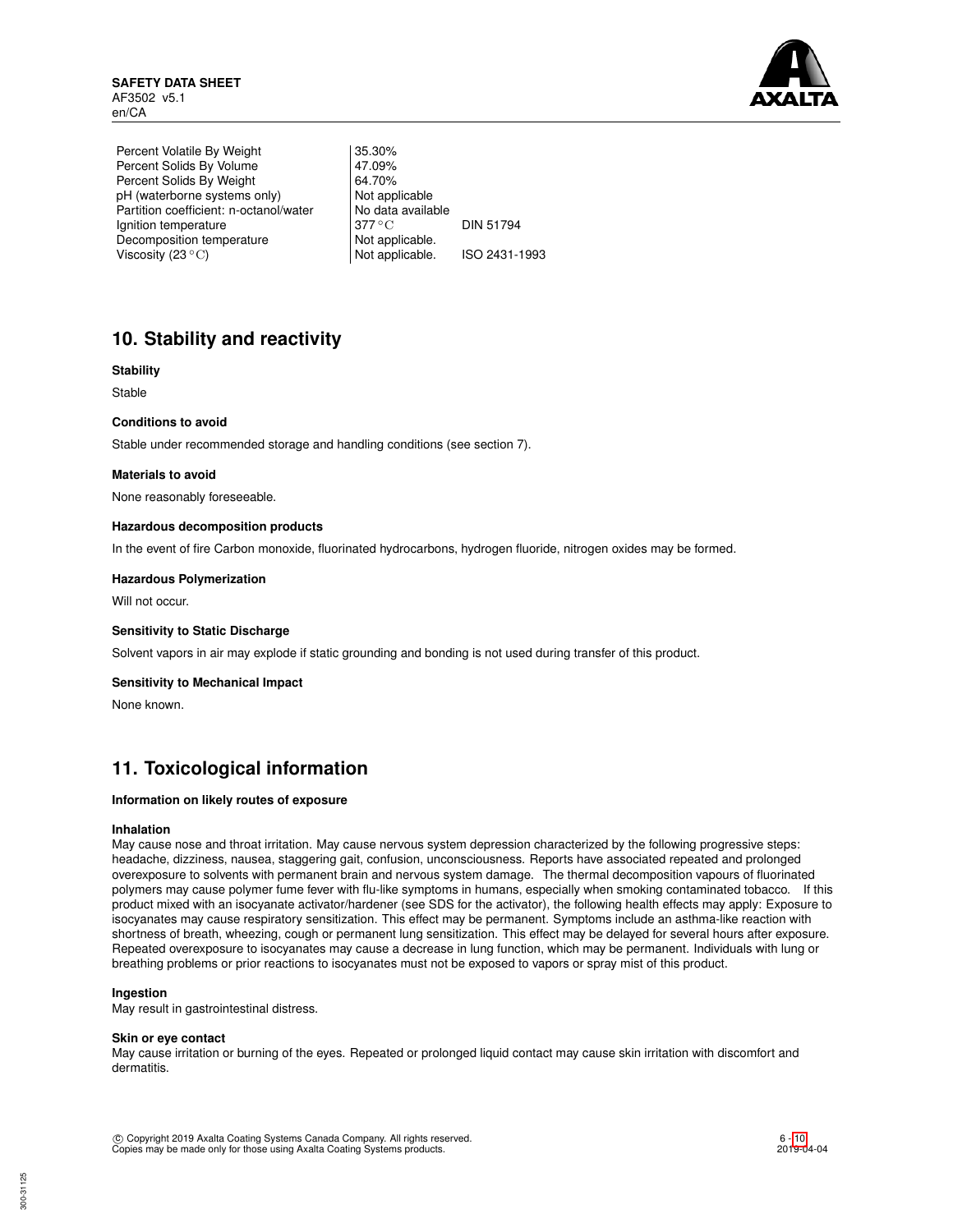| | | |
|---|---|---|
| Percent Volatile By Weight | 35.30% | |
| Percent Solids By Volume | 47.09% | |
| Percent Solids By Weight | 64.70% | |
| pH (waterborne systems only) | Not applicable | |
| Partition coefficient: n-octanol/water | No data available | |
| Ignition temperature | 377 °C | DIN 51794 |
| Decomposition temperature | Not applicable. | |
| Viscosity (23 °C) | Not applicable. | ISO 2431-1993 |

## 10. Stability and reactivity

**Stability**

Stable

**Conditions to avoid**

Stable under recommended storage and handling conditions (see section 7).

**Materials to avoid**

None reasonably foreseeable.

**Hazardous decomposition products**

In the event of fire Carbon monoxide, fluorinated hydrocarbons, hydrogen fluoride, nitrogen oxides may be formed.

**Hazardous Polymerization**

Will not occur.

**Sensitivity to Static Discharge**

Solvent vapors in air may explode if static grounding and bonding is not used during transfer of this product.

**Sensitivity to Mechanical Impact**

None known.

## 11. Toxicological information

**Information on likely routes of exposure**

**Inhalation**

May cause nose and throat irritation. May cause nervous system depression characterized by the following progressive steps: headache, dizziness, nausea, staggering gait, confusion, unconsciousness. Reports have associated repeated and prolonged overexposure to solvents with permanent brain and nervous system damage. The thermal decomposition vapours of fluorinated polymers may cause polymer fume fever with flu-like symptoms in humans, especially when smoking contaminated tobacco. If this product mixed with an isocyanate activator/hardener (see SDS for the activator), the following health effects may apply: Exposure to isocyanates may cause respiratory sensitization. This effect may be permanent. Symptoms include an asthma-like reaction with shortness of breath, wheezing, cough or permanent lung sensitization. This effect may be delayed for several hours after exposure. Repeated overexposure to isocyanates may cause a decrease in lung function, which may be permanent. Individuals with lung or breathing problems or prior reactions to isocyanates must not be exposed to vapors or spray mist of this product.

**Ingestion**

May result in gastrointestinal distress.

**Skin or eye contact**

May cause irritation or burning of the eyes. Repeated or prolonged liquid contact may cause skin irritation with discomfort and dermatitis.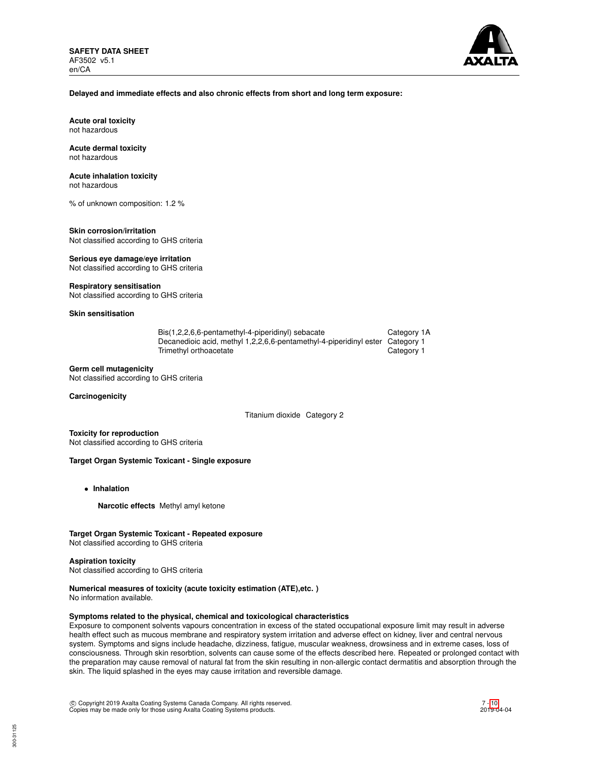**Delayed and immediate effects and also chronic effects from short and long term exposure:**

**Acute oral toxicity**
not hazardous

**Acute dermal toxicity**
not hazardous

**Acute inhalation toxicity**
not hazardous

% of unknown composition: 1.2 %

**Skin corrosion/irritation**
Not classified according to GHS criteria

**Serious eye damage/eye irritation**
Not classified according to GHS criteria

**Respiratory sensitisation**
Not classified according to GHS criteria

**Skin sensitisation**

| | |
|---|---|
| Bis(1,2,2,6,6-pentamethyl-4-piperidinyl) sebacate | Category 1A |
| Decanedioic acid, methyl 1,2,2,6,6-pentamethyl-4-piperidinyl ester | Category 1 |
| Trimethyl orthoacetate | Category 1 |

**Germ cell mutagenicity**
Not classified according to GHS criteria

**Carcinogenicity**

Titanium dioxide Category 2

**Toxicity for reproduction**
Not classified according to GHS criteria

**Target Organ Systemic Toxicant - Single exposure**

- **Inhalation**

  **Narcotic effects** Methyl amyl ketone

**Target Organ Systemic Toxicant - Repeated exposure**
Not classified according to GHS criteria

**Aspiration toxicity**
Not classified according to GHS criteria

**Numerical measures of toxicity (acute toxicity estimation (ATE),etc. )**
No information available.

**Symptoms related to the physical, chemical and toxicological characteristics**
Exposure to component solvents vapours concentration in excess of the stated occupational exposure limit may result in adverse health effect such as mucous membrane and respiratory system irritation and adverse effect on kidney, liver and central nervous system. Symptoms and signs include headache, dizziness, fatigue, muscular weakness, drowsiness and in extreme cases, loss of consciousness. Through skin resorbtion, solvents can cause some of the effects described here. Repeated or prolonged contact with the preparation may cause removal of natural fat from the skin resulting in non-allergic contact dermatitis and absorption through the skin. The liquid splashed in the eyes may cause irritation and reversible damage.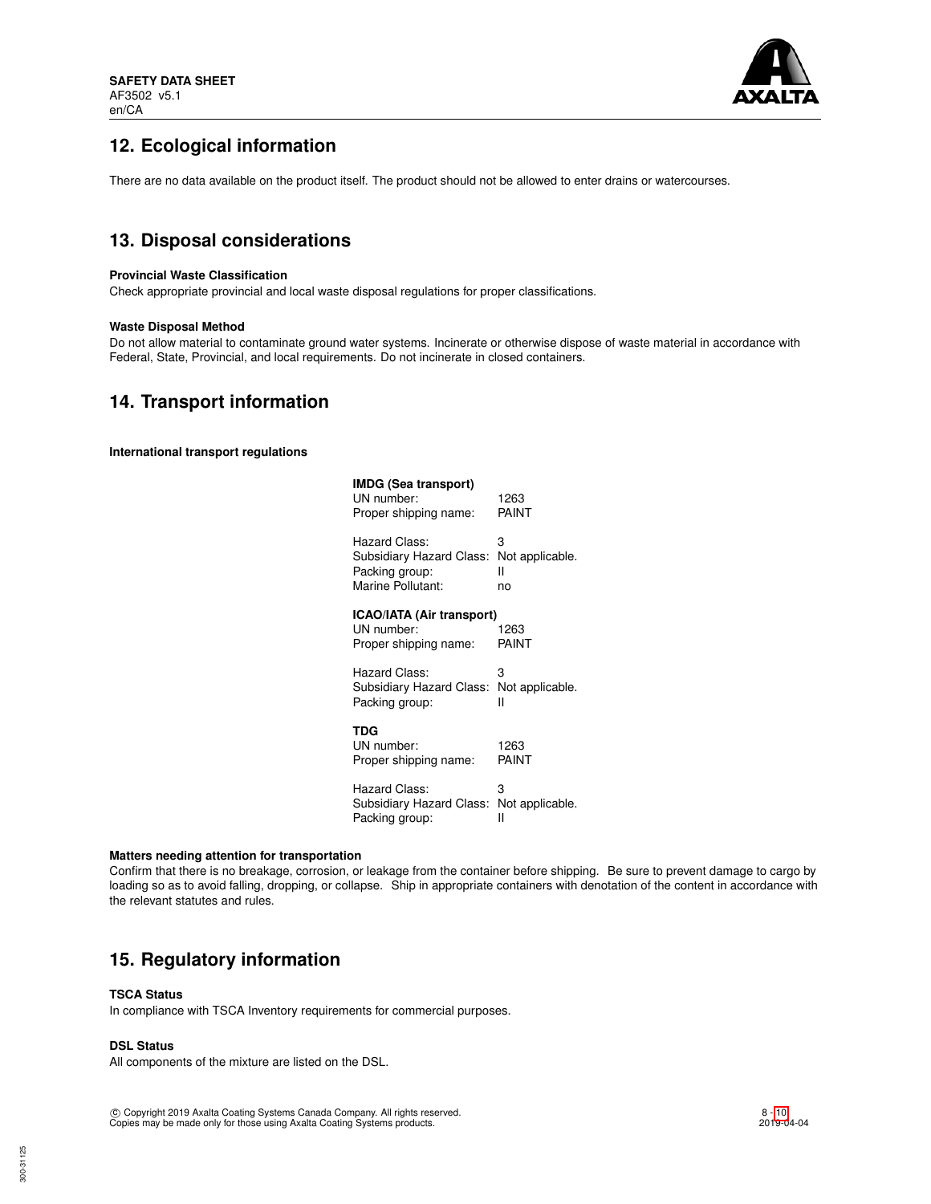## 12. Ecological information

There are no data available on the product itself. The product should not be allowed to enter drains or watercourses.

## 13. Disposal considerations

**Provincial Waste Classification**

Check appropriate provincial and local waste disposal regulations for proper classifications.

**Waste Disposal Method**

Do not allow material to contaminate ground water systems. Incinerate or otherwise dispose of waste material in accordance with Federal, State, Provincial, and local requirements. Do not incinerate in closed containers.

## 14. Transport information

**International transport regulations**

**IMDG (Sea transport)**

| | |
|---|---|
| UN number: | 1263 |
| Proper shipping name: | PAINT |
| Hazard Class: | 3 |
| Subsidiary Hazard Class: | Not applicable. |
| Packing group: | II |
| Marine Pollutant: | no |

**ICAO/IATA (Air transport)**

| | |
|---|---|
| UN number: | 1263 |
| Proper shipping name: | PAINT |
| Hazard Class: | 3 |
| Subsidiary Hazard Class: | Not applicable. |
| Packing group: | II |

**TDG**

| | |
|---|---|
| UN number: | 1263 |
| Proper shipping name: | PAINT |
| Hazard Class: | 3 |
| Subsidiary Hazard Class: | Not applicable. |
| Packing group: | II |

**Matters needing attention for transportation**

Confirm that there is no breakage, corrosion, or leakage from the container before shipping. Be sure to prevent damage to cargo by loading so as to avoid falling, dropping, or collapse. Ship in appropriate containers with denotation of the content in accordance with the relevant statutes and rules.

## 15. Regulatory information

**TSCA Status**

In compliance with TSCA Inventory requirements for commercial purposes.

**DSL Status**

All components of the mixture are listed on the DSL.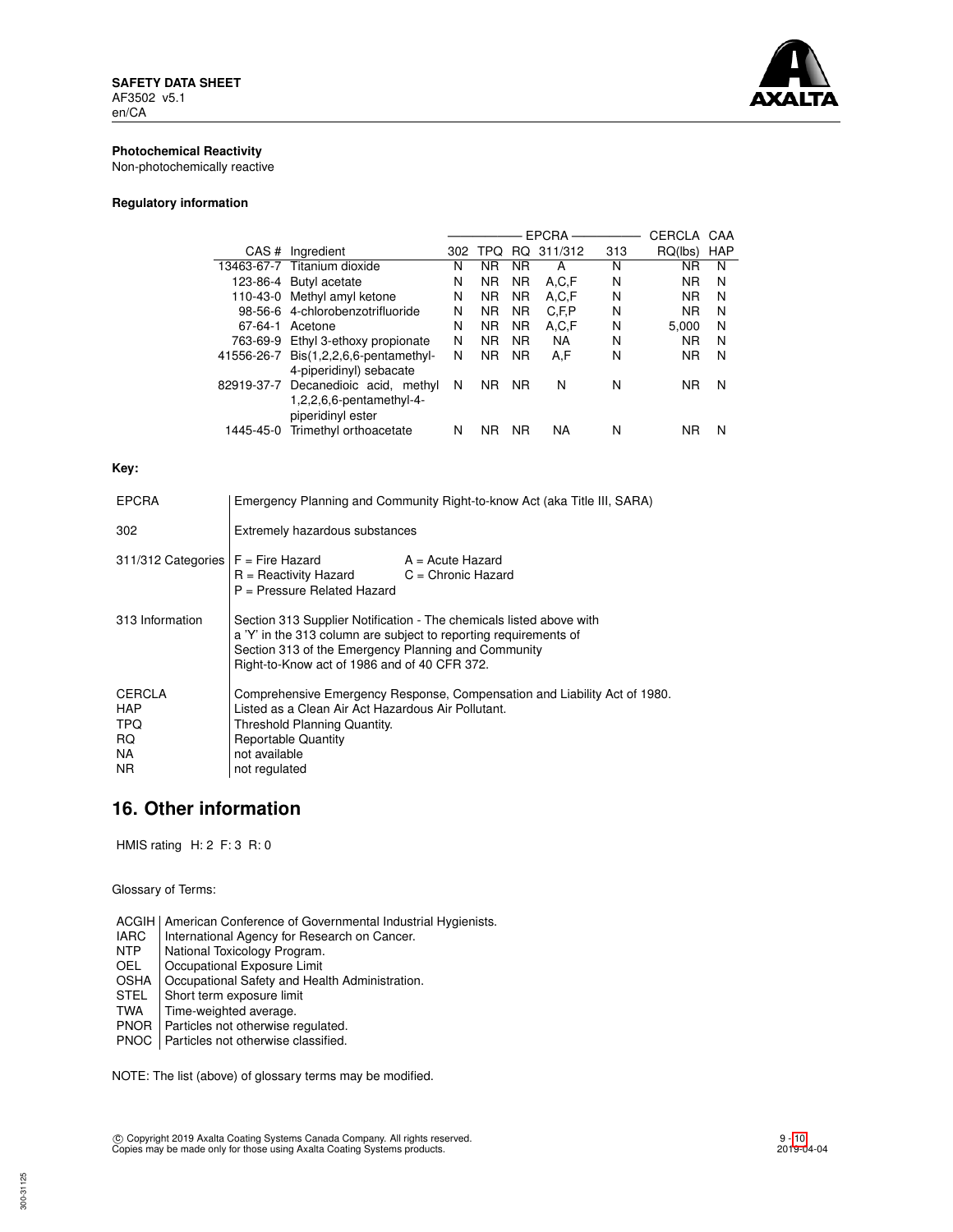**Photochemical Reactivity**

Non-photochemically reactive

**Regulatory information**

| | | EPCRA | | | | | CERCLA | CAA |
|---|---|---|---|---|---|---|---|---|
| CAS # | Ingredient | 302 | TPQ | RQ | 311/312 | 313 | RQ(lbs) | HAP |
| 13463-67-7 | Titanium dioxide | N | NR | NR | A | N | NR | N |
| 123-86-4 | Butyl acetate | N | NR | NR | A,C,F | N | NR | N |
| 110-43-0 | Methyl amyl ketone | N | NR | NR | A,C,F | N | NR | N |
| 98-56-6 | 4-chlorobenzotrifluoride | N | NR | NR | C,F,P | N | NR | N |
| 67-64-1 | Acetone | N | NR | NR | A,C,F | N | 5,000 | N |
| 763-69-9 | Ethyl 3-ethoxy propionate | N | NR | NR | NA | N | NR | N |
| 41556-26-7 | Bis(1,2,2,6,6-pentamethyl-4-piperidinyl) sebacate | N | NR | NR | A,F | N | NR | N |
| 82919-37-7 | Decanedioic acid, methyl 1,2,2,6,6-pentamethyl-4-piperidinyl ester | N | NR | NR | N | N | NR | N |
| 1445-45-0 | Trimethyl orthoacetate | N | NR | NR | NA | N | NR | N |

**Key:**

| | |
|---|---|
| EPCRA | Emergency Planning and Community Right-to-know Act (aka Title III, SARA) |
| 302 | Extremely hazardous substances |
| 311/312 Categories | F = Fire Hazard; A = Acute Hazard; R = Reactivity Hazard; C = Chronic Hazard; P = Pressure Related Hazard |
| 313 Information | Section 313 Supplier Notification - The chemicals listed above with a 'Y' in the 313 column are subject to reporting requirements of Section 313 of the Emergency Planning and Community Right-to-Know act of 1986 and of 40 CFR 372. |
| CERCLA | Comprehensive Emergency Response, Compensation and Liability Act of 1980. |
| HAP | Listed as a Clean Air Act Hazardous Air Pollutant. |
| TPQ | Threshold Planning Quantity. |
| RQ | Reportable Quantity |
| NA | not available |
| NR | not regulated |

## 16. Other information

HMIS rating H: 2 F: 3 R: 0

Glossary of Terms:

| | |
|---|---|
| ACGIH | American Conference of Governmental Industrial Hygienists. |
| IARC | International Agency for Research on Cancer. |
| NTP | National Toxicology Program. |
| OEL | Occupational Exposure Limit |
| OSHA | Occupational Safety and Health Administration. |
| STEL | Short term exposure limit |
| TWA | Time-weighted average. |
| PNOR | Particles not otherwise regulated. |
| PNOC | Particles not otherwise classified. |

NOTE: The list (above) of glossary terms may be modified.

© Copyright 2019 Axalta Coating Systems Canada Company. All rights reserved.
Copies may be made only for those using Axalta Coating Systems products.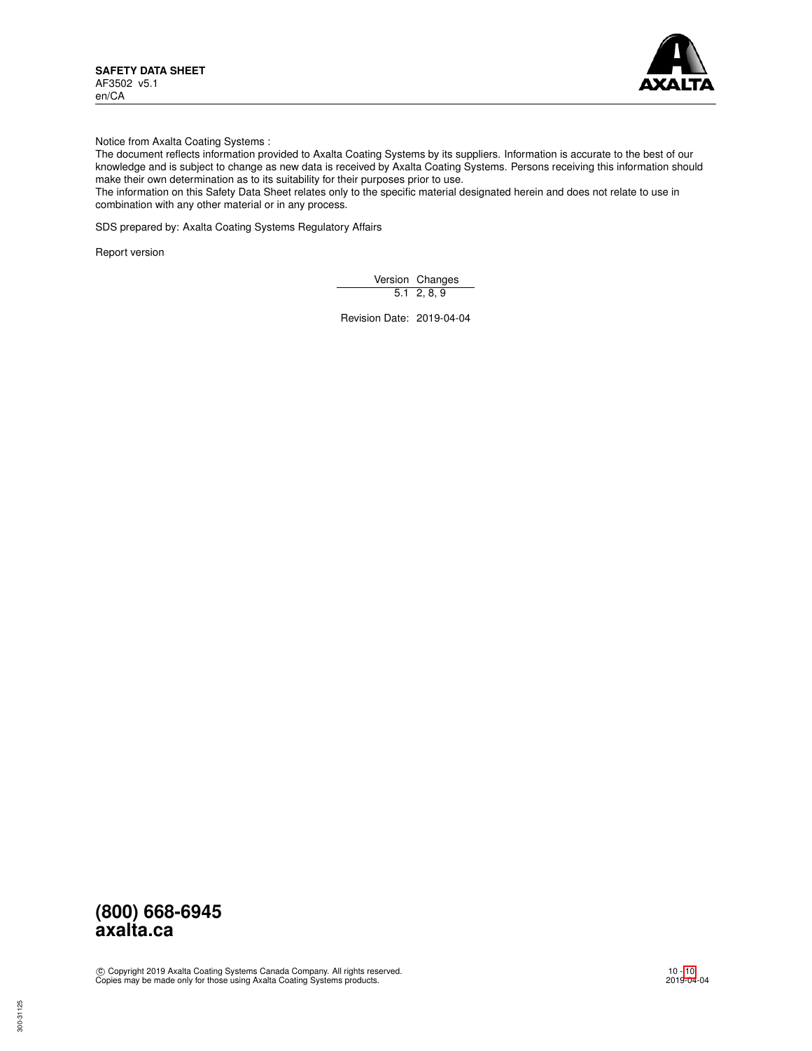Notice from Axalta Coating Systems :
The document reflects information provided to Axalta Coating Systems by its suppliers. Information is accurate to the best of our knowledge and is subject to change as new data is received by Axalta Coating Systems. Persons receiving this information should make their own determination as to its suitability for their purposes prior to use.
The information on this Safety Data Sheet relates only to the specific material designated herein and does not relate to use in combination with any other material or in any process.

SDS prepared by: Axalta Coating Systems Regulatory Affairs

Report version

| Version | Changes |
| --- | --- |
| 5.1 | 2, 8, 9 |

Revision Date: 2019-04-04

**(800) 668-6945**
**axalta.ca**

© Copyright 2019 Axalta Coating Systems Canada Company. All rights reserved.
Copies may be made only for those using Axalta Coating Systems products.